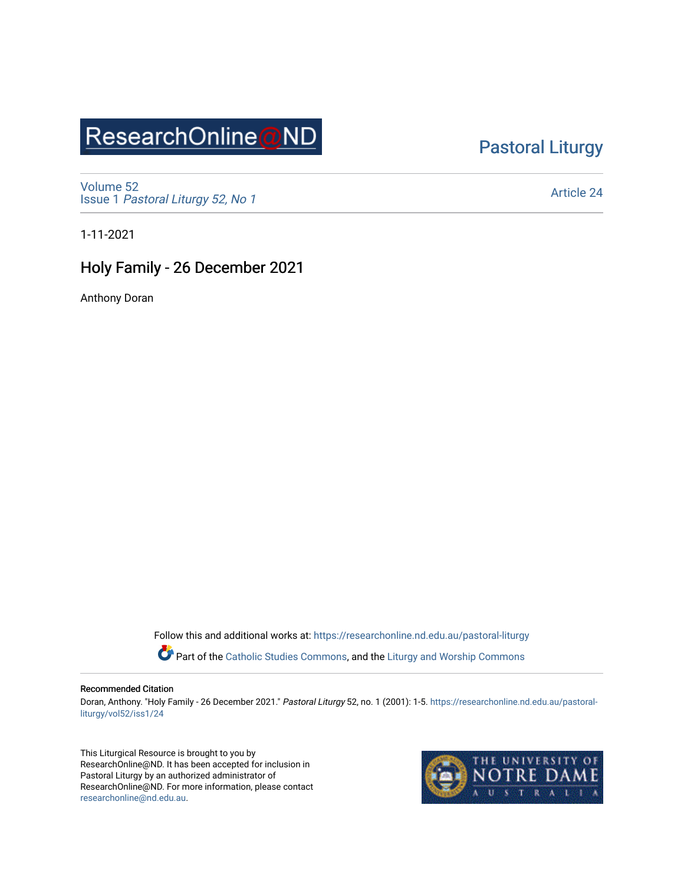ResearchOnline@ND

Pastoral Liturgy

Volume 52
Issue 1 *Pastoral Liturgy 52, No 1*

Article 24

1-11-2021

# Holy Family - 26 December 2021

Anthony Doran

Follow this and additional works at: https://researchonline.nd.edu.au/pastoral-liturgy

Part of the Catholic Studies Commons, and the Liturgy and Worship Commons

**Recommended Citation**
Doran, Anthony. "Holy Family - 26 December 2021." *Pastoral Liturgy* 52, no. 1 (2001): 1-5. https://researchonline.nd.edu.au/pastoral-liturgy/vol52/iss1/24

This Liturgical Resource is brought to you by ResearchOnline@ND. It has been accepted for inclusion in Pastoral Liturgy by an authorized administrator of ResearchOnline@ND. For more information, please contact researchonline@nd.edu.au.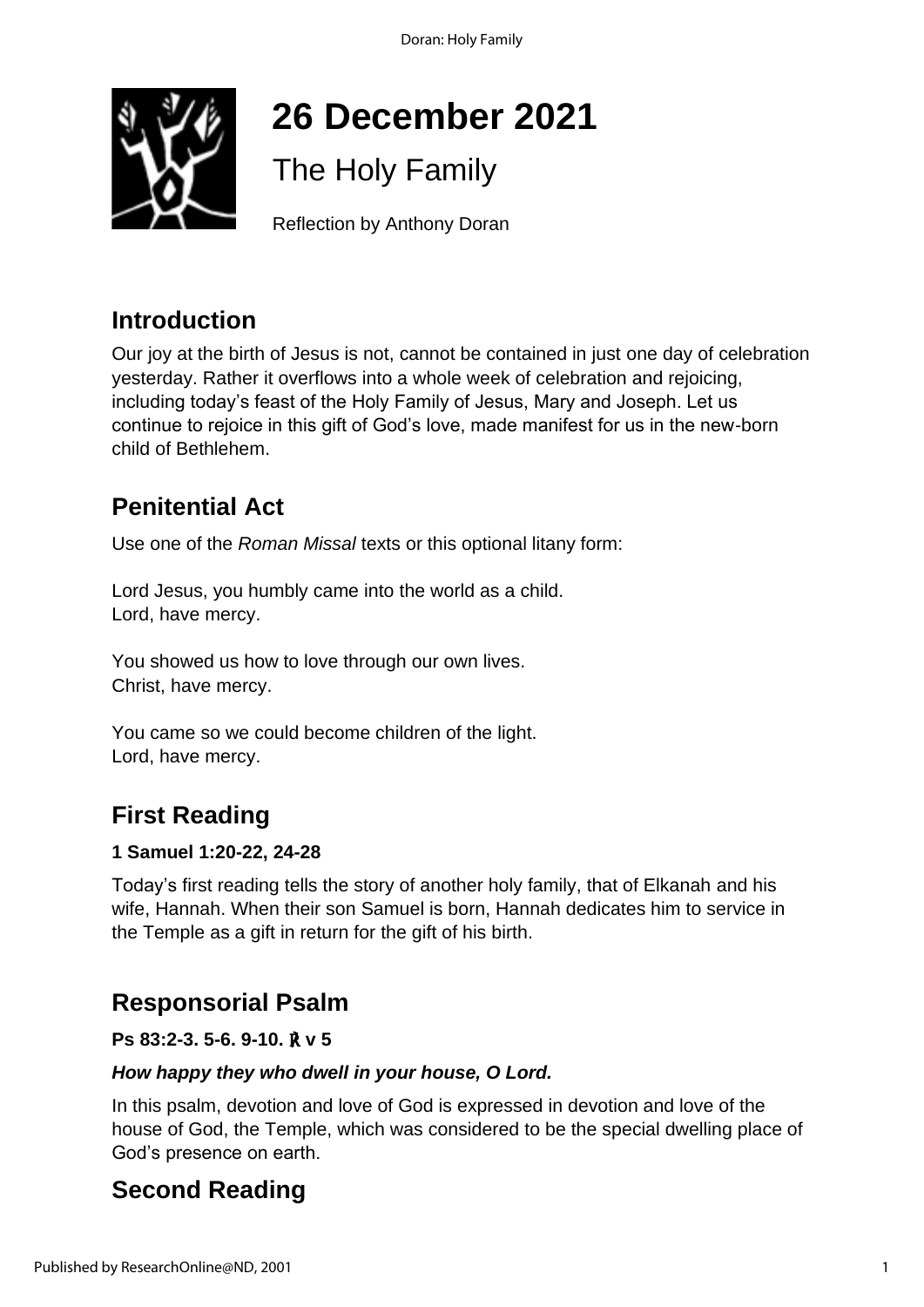# 26 December 2021

## The Holy Family

Reflection by Anthony Doran

## Introduction

Our joy at the birth of Jesus is not, cannot be contained in just one day of celebration yesterday. Rather it overflows into a whole week of celebration and rejoicing, including today's feast of the Holy Family of Jesus, Mary and Joseph. Let us continue to rejoice in this gift of God's love, made manifest for us in the new-born child of Bethlehem.

## Penitential Act

Use one of the *Roman Missal* texts or this optional litany form:

Lord Jesus, you humbly came into the world as a child.
Lord, have mercy.

You showed us how to love through our own lives.
Christ, have mercy.

You came so we could become children of the light.
Lord, have mercy.

## First Reading

**1 Samuel 1:20-22, 24-28**

Today's first reading tells the story of another holy family, that of Elkanah and his wife, Hannah. When their son Samuel is born, Hannah dedicates him to service in the Temple as a gift in return for the gift of his birth.

## Responsorial Psalm

**Ps 83:2-3. 5-6. 9-10. ℟ v 5**

***How happy they who dwell in your house, O Lord.***

In this psalm, devotion and love of God is expressed in devotion and love of the house of God, the Temple, which was considered to be the special dwelling place of God's presence on earth.

## Second Reading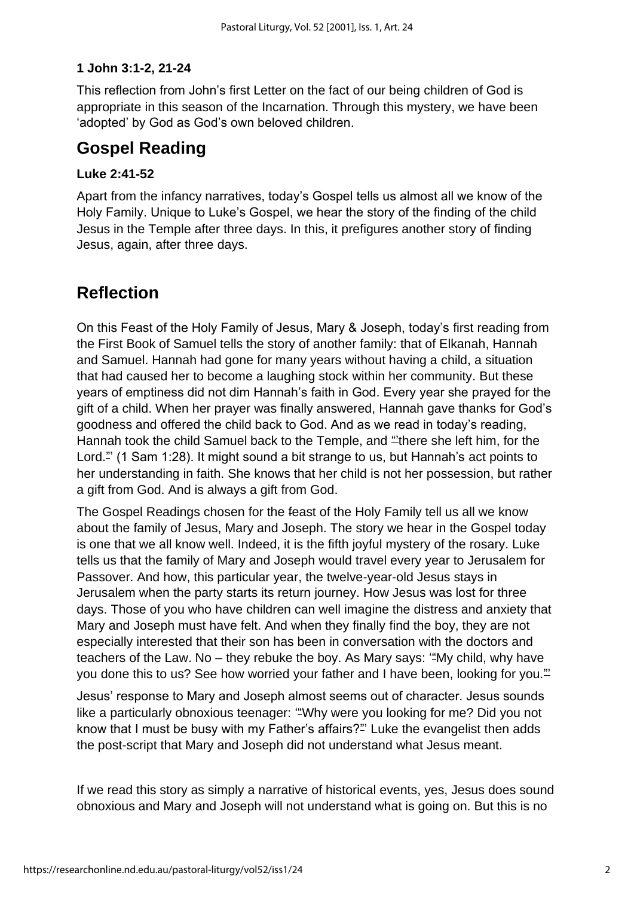**1 John 3:1-2, 21-24**

This reflection from John's first Letter on the fact of our being children of God is appropriate in this season of the Incarnation. Through this mystery, we have been 'adopted' by God as God's own beloved children.

## Gospel Reading

**Luke 2:41-52**

Apart from the infancy narratives, today's Gospel tells us almost all we know of the Holy Family. Unique to Luke's Gospel, we hear the story of the finding of the child Jesus in the Temple after three days. In this, it prefigures another story of finding Jesus, again, after three days.

## Reflection

On this Feast of the Holy Family of Jesus, Mary & Joseph, today's first reading from the First Book of Samuel tells the story of another family: that of Elkanah, Hannah and Samuel. Hannah had gone for many years without having a child, a situation that had caused her to become a laughing stock within her community. But these years of emptiness did not dim Hannah's faith in God. Every year she prayed for the gift of a child. When her prayer was finally answered, Hannah gave thanks for God's goodness and offered the child back to God. And as we read in today's reading, Hannah took the child Samuel back to the Temple, and "there she left him, for the Lord." (1 Sam 1:28). It might sound a bit strange to us, but Hannah's act points to her understanding in faith. She knows that her child is not her possession, but rather a gift from God. And is always a gift from God.

The Gospel Readings chosen for the feast of the Holy Family tell us all we know about the family of Jesus, Mary and Joseph. The story we hear in the Gospel today is one that we all know well. Indeed, it is the fifth joyful mystery of the rosary. Luke tells us that the family of Mary and Joseph would travel every year to Jerusalem for Passover. And how, this particular year, the twelve-year-old Jesus stays in Jerusalem when the party starts its return journey. How Jesus was lost for three days. Those of you who have children can well imagine the distress and anxiety that Mary and Joseph must have felt. And when they finally find the boy, they are not especially interested that their son has been in conversation with the doctors and teachers of the Law. No – they rebuke the boy. As Mary says: '"My child, why have you done this to us? See how worried your father and I have been, looking for you."'

Jesus' response to Mary and Joseph almost seems out of character. Jesus sounds like a particularly obnoxious teenager: '"Why were you looking for me? Did you not know that I must be busy with my Father's affairs?"' Luke the evangelist then adds the post-script that Mary and Joseph did not understand what Jesus meant.

If we read this story as simply a narrative of historical events, yes, Jesus does sound obnoxious and Mary and Joseph will not understand what is going on. But this is no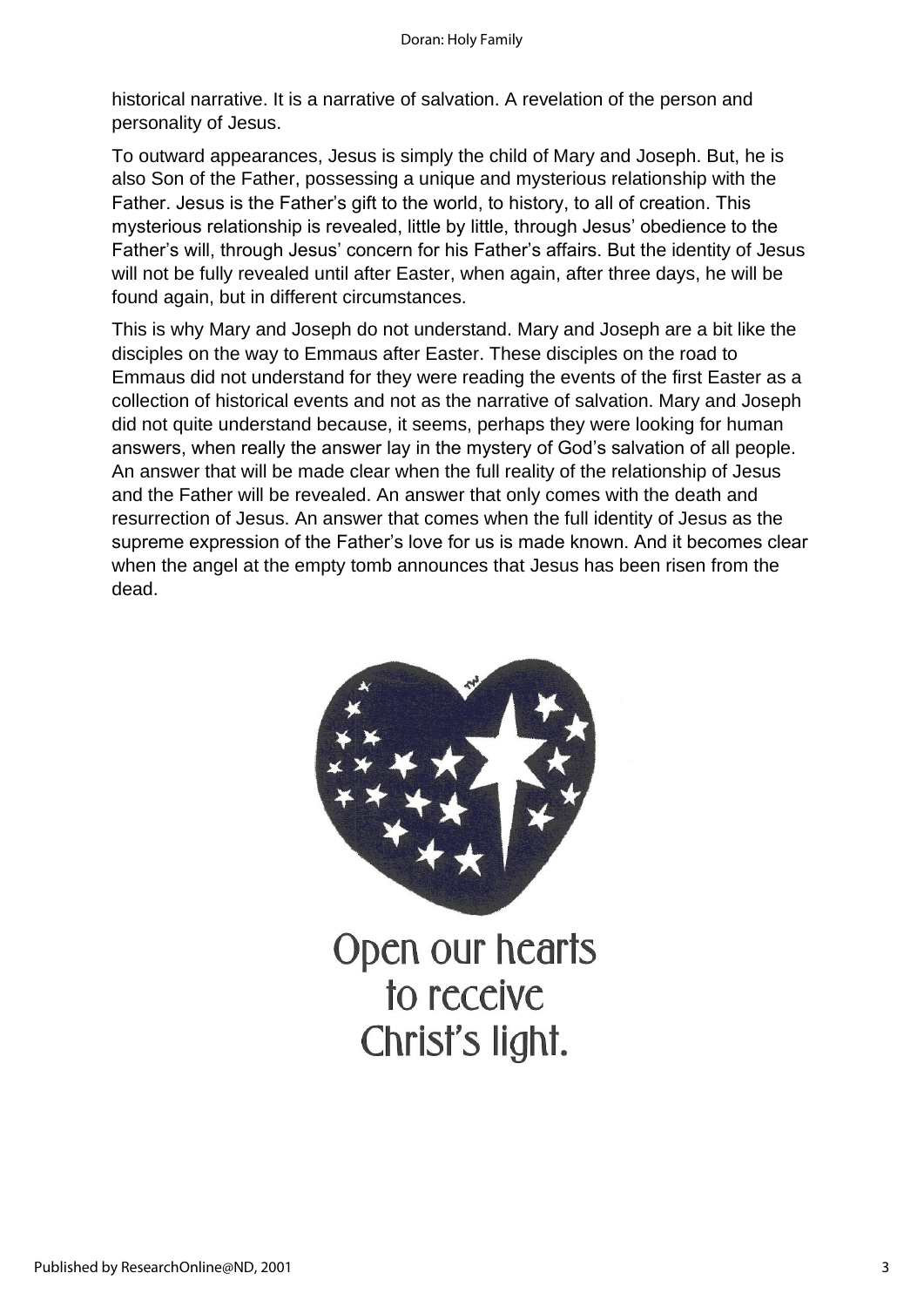historical narrative. It is a narrative of salvation. A revelation of the person and personality of Jesus.

To outward appearances, Jesus is simply the child of Mary and Joseph. But, he is also Son of the Father, possessing a unique and mysterious relationship with the Father. Jesus is the Father's gift to the world, to history, to all of creation. This mysterious relationship is revealed, little by little, through Jesus' obedience to the Father's will, through Jesus' concern for his Father's affairs. But the identity of Jesus will not be fully revealed until after Easter, when again, after three days, he will be found again, but in different circumstances.

This is why Mary and Joseph do not understand. Mary and Joseph are a bit like the disciples on the way to Emmaus after Easter. These disciples on the road to Emmaus did not understand for they were reading the events of the first Easter as a collection of historical events and not as the narrative of salvation. Mary and Joseph did not quite understand because, it seems, perhaps they were looking for human answers, when really the answer lay in the mystery of God's salvation of all people. An answer that will be made clear when the full reality of the relationship of Jesus and the Father will be revealed. An answer that only comes with the death and resurrection of Jesus. An answer that comes when the full identity of Jesus as the supreme expression of the Father's love for us is made known. And it becomes clear when the angel at the empty tomb announces that Jesus has been risen from the dead.

Open our hearts
to receive
Christ's light.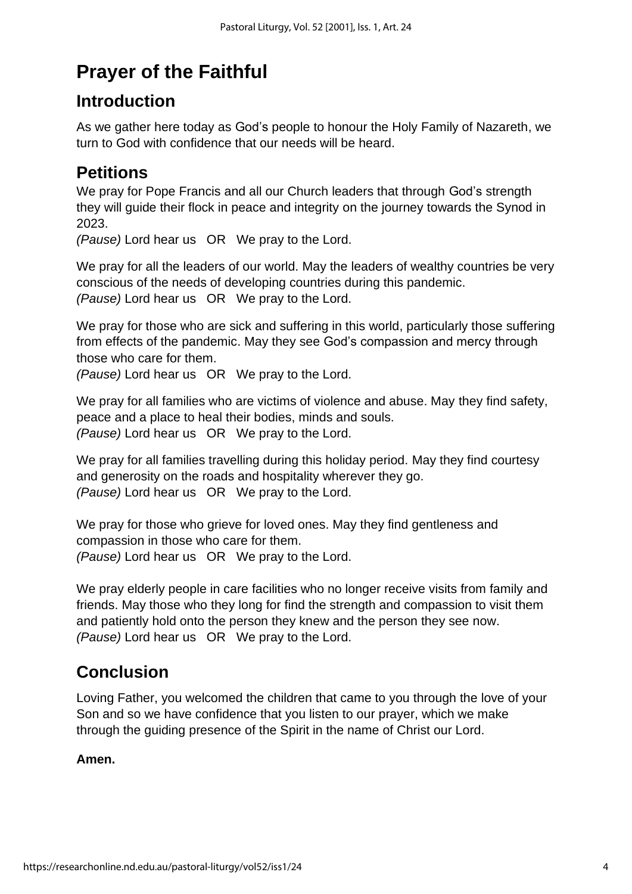# Prayer of the Faithful

## Introduction

As we gather here today as God's people to honour the Holy Family of Nazareth, we turn to God with confidence that our needs will be heard.

## Petitions

We pray for Pope Francis and all our Church leaders that through God's strength they will guide their flock in peace and integrity on the journey towards the Synod in 2023.
*(Pause)* Lord hear us OR We pray to the Lord.

We pray for all the leaders of our world. May the leaders of wealthy countries be very conscious of the needs of developing countries during this pandemic.
*(Pause)* Lord hear us OR We pray to the Lord.

We pray for those who are sick and suffering in this world, particularly those suffering from effects of the pandemic. May they see God's compassion and mercy through those who care for them.
*(Pause)* Lord hear us OR We pray to the Lord.

We pray for all families who are victims of violence and abuse. May they find safety, peace and a place to heal their bodies, minds and souls.
*(Pause)* Lord hear us OR We pray to the Lord.

We pray for all families travelling during this holiday period. May they find courtesy and generosity on the roads and hospitality wherever they go.
*(Pause)* Lord hear us OR We pray to the Lord.

We pray for those who grieve for loved ones. May they find gentleness and compassion in those who care for them.
*(Pause)* Lord hear us OR We pray to the Lord.

We pray elderly people in care facilities who no longer receive visits from family and friends. May those who they long for find the strength and compassion to visit them and patiently hold onto the person they knew and the person they see now.
*(Pause)* Lord hear us OR We pray to the Lord.

## Conclusion

Loving Father, you welcomed the children that came to you through the love of your Son and so we have confidence that you listen to our prayer, which we make through the guiding presence of the Spirit in the name of Christ our Lord.

**Amen.**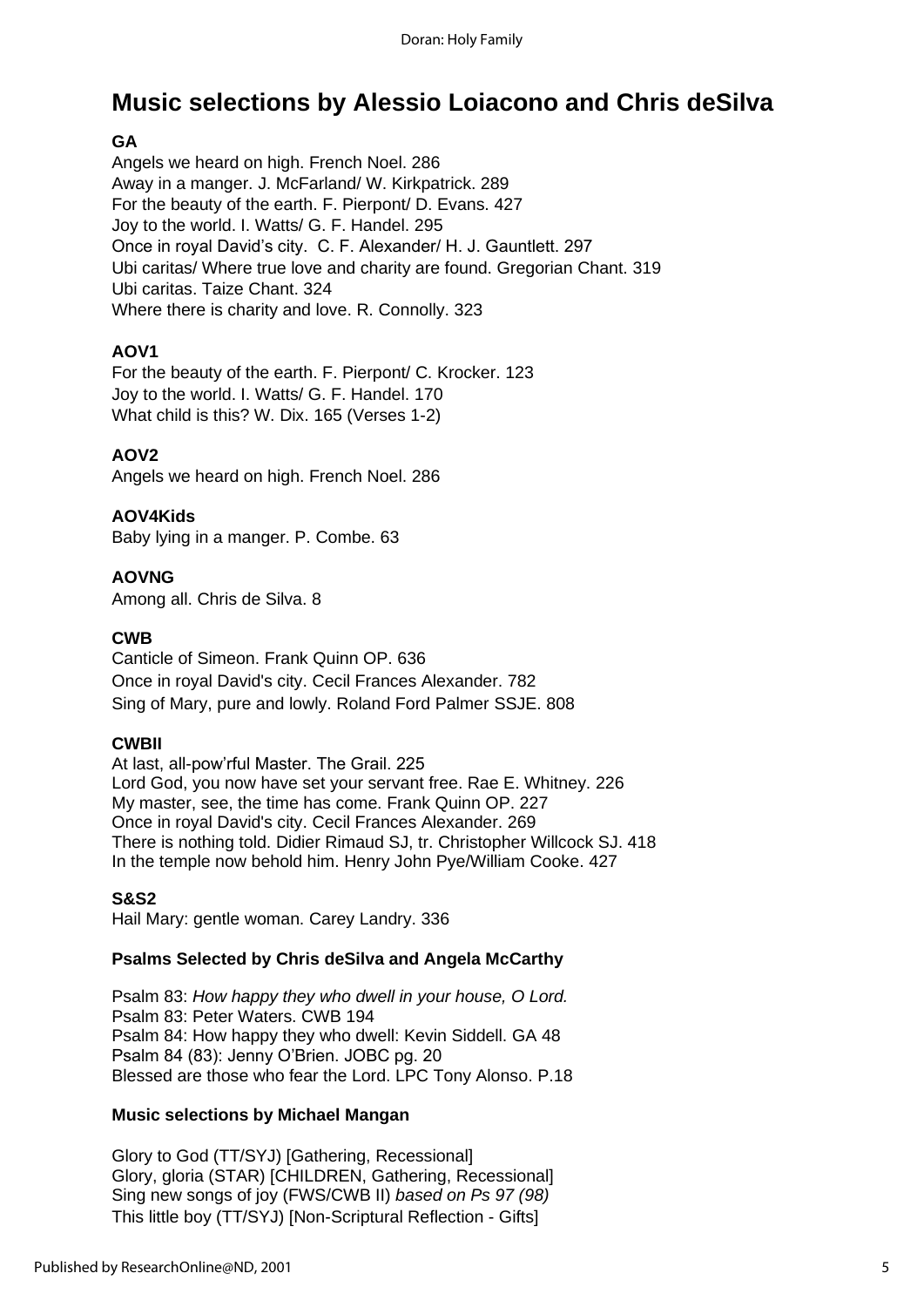# Music selections by Alessio Loiacono and Chris deSilva

**GA**

Angels we heard on high. French Noel. 286
Away in a manger. J. McFarland/ W. Kirkpatrick. 289
For the beauty of the earth. F. Pierpont/ D. Evans. 427
Joy to the world. I. Watts/ G. F. Handel. 295
Once in royal David's city. C. F. Alexander/ H. J. Gauntlett. 297
Ubi caritas/ Where true love and charity are found. Gregorian Chant. 319
Ubi caritas. Taize Chant. 324
Where there is charity and love. R. Connolly. 323

**AOV1**

For the beauty of the earth. F. Pierpont/ C. Krocker. 123
Joy to the world. I. Watts/ G. F. Handel. 170
What child is this? W. Dix. 165 (Verses 1-2)

**AOV2**

Angels we heard on high. French Noel. 286

**AOV4Kids**

Baby lying in a manger. P. Combe. 63

**AOVNG**

Among all. Chris de Silva. 8

**CWB**

Canticle of Simeon. Frank Quinn OP. 636
Once in royal David's city. Cecil Frances Alexander. 782
Sing of Mary, pure and lowly. Roland Ford Palmer SSJE. 808

**CWBII**

At last, all-pow'rful Master. The Grail. 225
Lord God, you now have set your servant free. Rae E. Whitney. 226
My master, see, the time has come. Frank Quinn OP. 227
Once in royal David's city. Cecil Frances Alexander. 269
There is nothing told. Didier Rimaud SJ, tr. Christopher Willcock SJ. 418
In the temple now behold him. Henry John Pye/William Cooke. 427

**S&S2**

Hail Mary: gentle woman. Carey Landry. 336

**Psalms Selected by Chris deSilva and Angela McCarthy**

Psalm 83: *How happy they who dwell in your house, O Lord.*
Psalm 83: Peter Waters. CWB 194
Psalm 84: How happy they who dwell: Kevin Siddell. GA 48
Psalm 84 (83): Jenny O'Brien. JOBC pg. 20
Blessed are those who fear the Lord. LPC Tony Alonso. P.18

**Music selections by Michael Mangan**

Glory to God (TT/SYJ) [Gathering, Recessional]
Glory, gloria (STAR) [CHILDREN, Gathering, Recessional]
Sing new songs of joy (FWS/CWB II) *based on Ps 97 (98)*
This little boy (TT/SYJ) [Non-Scriptural Reflection - Gifts]